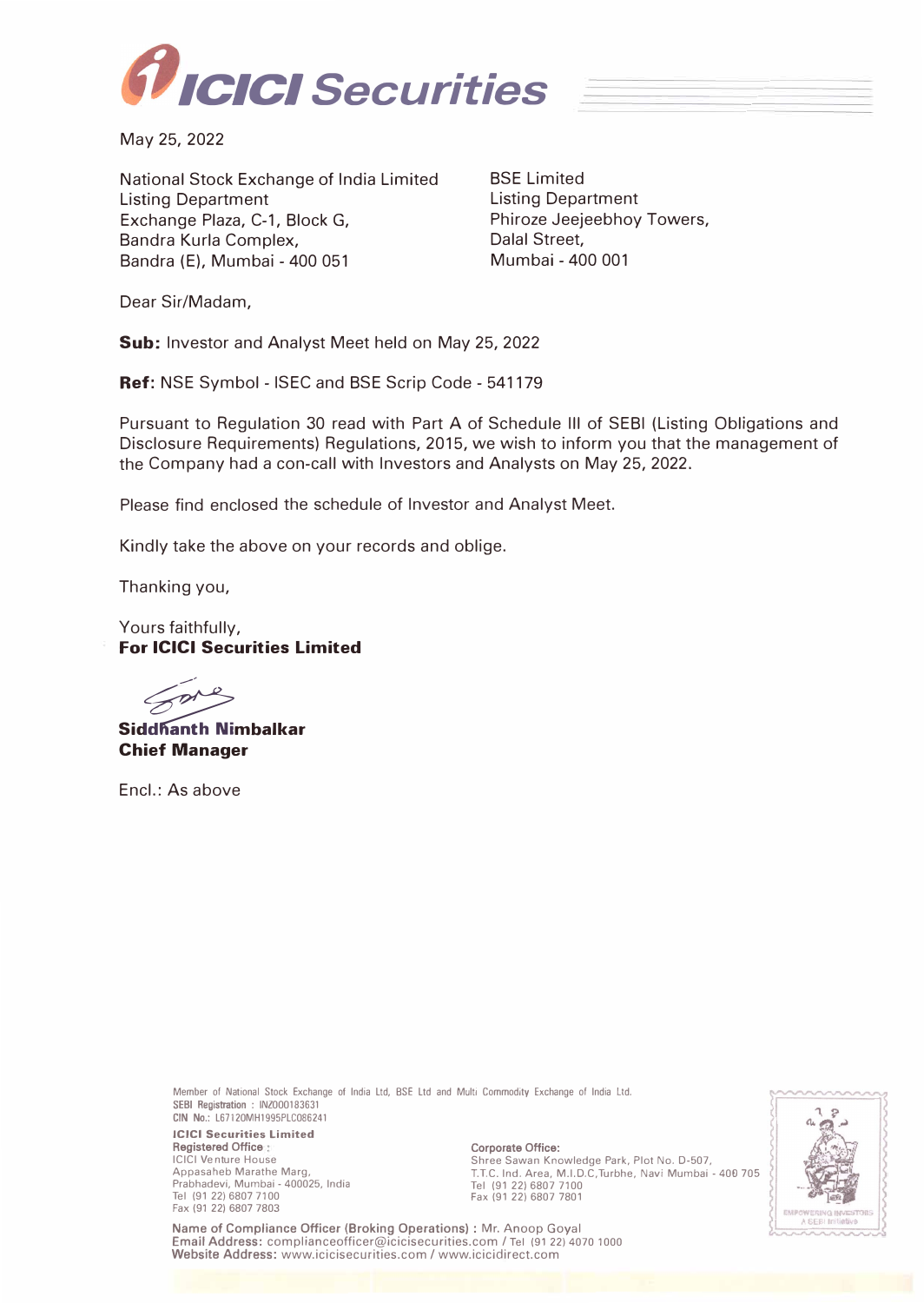May 25, 2022

National Stock Exchange of India Limited
Listing Department
Exchange Plaza, C-1, Block G,
Bandra Kurla Complex,
Bandra (E), Mumbai - 400 051

BSE Limited
Listing Department
Phiroze Jeejeebhoy Towers,
Dalal Street,
Mumbai - 400 001

Dear Sir/Madam,

**Sub:** Investor and Analyst Meet held on May 25, 2022

**Ref:** NSE Symbol - ISEC and BSE Scrip Code - 541179

Pursuant to Regulation 30 read with Part A of Schedule III of SEBI (Listing Obligations and Disclosure Requirements) Regulations, 2015, we wish to inform you that the management of the Company had a con-call with Investors and Analysts on May 25, 2022.

Please find enclosed the schedule of Investor and Analyst Meet.

Kindly take the above on your records and oblige.

Thanking you,

Yours faithfully,
**For ICICI Securities Limited**

**Siddhanth Nimbalkar**
**Chief Manager**

Encl.: As above

Member of National Stock Exchange of India Ltd, BSE Ltd and Multi Commodity Exchange of India Ltd.
SEBI Registration : INZ000183631
CIN No.: L67120MH1995PLC086241

**ICICI Securities Limited**
**Registered Office :**
ICICI Venture House
Appasaheb Marathe Marg,
Prabhadevi, Mumbai - 400025, India
Tel (91 22) 6807 7100
Fax (91 22) 6807 7803

**Corporate Office:**
Shree Sawan Knowledge Park, Plot No. D-507,
T.T.C. Ind. Area, M.I.D.C,Turbhe, Navi Mumbai - 400 705
Tel (91 22) 6807 7100
Fax (91 22) 6807 7801

**Name of Compliance Officer (Broking Operations) :** Mr. Anoop Goyal
**Email Address:** complianceofficer@icicisecurities.com / Tel (91 22) 4070 1000
**Website Address:** www.icicisecurities.com / www.icicidirect.com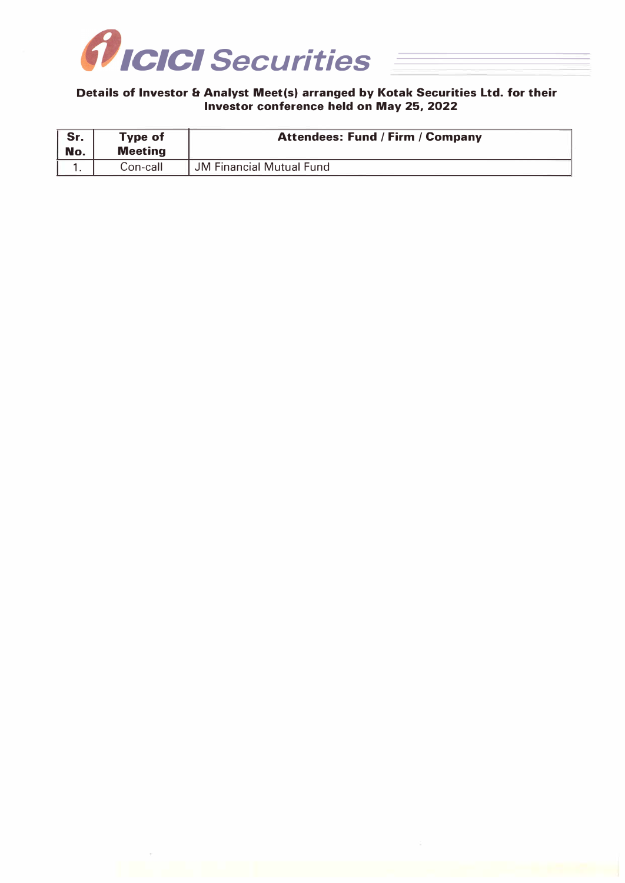**Details of Investor & Analyst Meet(s) arranged by Kotak Securities Ltd. for their Investor conference held on May 25, 2022**

| Sr. No. | Type of Meeting | Attendees: Fund / Firm / Company |
|---|---|---|
| 1. | Con-call | JM Financial Mutual Fund |